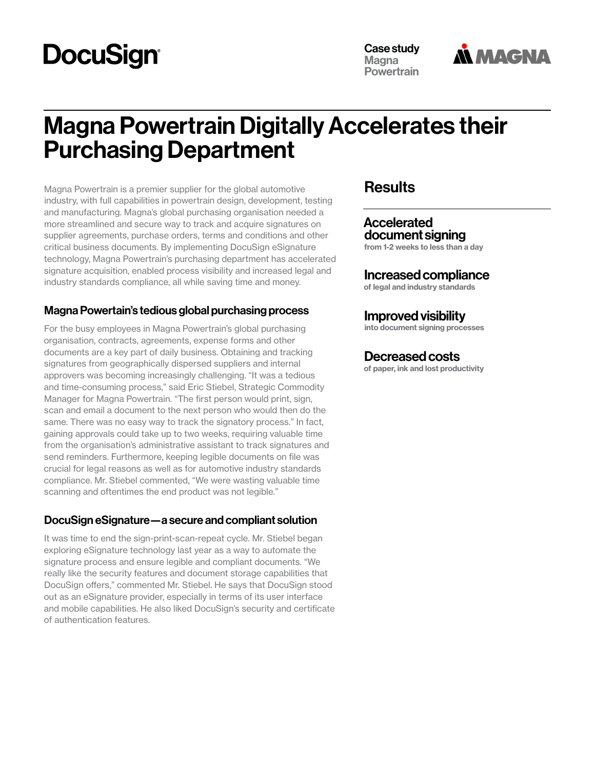DocuSign

Case study
Magna Powertrain

MAGNA

# Magna Powertrain Digitally Accelerates their Purchasing Department

Magna Powertrain is a premier supplier for the global automotive industry, with full capabilities in powertrain design, development, testing and manufacturing. Magna's global purchasing organisation needed a more streamlined and secure way to track and acquire signatures on supplier agreements, purchase orders, terms and conditions and other critical business documents. By implementing DocuSign eSignature technology, Magna Powertrain's purchasing department has accelerated signature acquisition, enabled process visibility and increased legal and industry standards compliance, all while saving time and money.

### Magna Powertain's tedious global purchasing process

For the busy employees in Magna Powertrain's global purchasing organisation, contracts, agreements, expense forms and other documents are a key part of daily business. Obtaining and tracking signatures from geographically dispersed suppliers and internal approvers was becoming increasingly challenging. "It was a tedious and time-consuming process," said Eric Stiebel, Strategic Commodity Manager for Magna Powertrain. "The first person would print, sign, scan and email a document to the next person who would then do the same. There was no easy way to track the signatory process." In fact, gaining approvals could take up to two weeks, requiring valuable time from the organisation's administrative assistant to track signatures and send reminders. Furthermore, keeping legible documents on file was crucial for legal reasons as well as for automotive industry standards compliance. Mr. Stiebel commented, "We were wasting valuable time scanning and oftentimes the end product was not legible."

### DocuSign eSignature—a secure and compliant solution

It was time to end the sign-print-scan-repeat cycle. Mr. Stiebel began exploring eSignature technology last year as a way to automate the signature process and ensure legible and compliant documents. "We really like the security features and document storage capabilities that DocuSign offers," commented Mr. Stiebel. He says that DocuSign stood out as an eSignature provider, especially in terms of its user interface and mobile capabilities. He also liked DocuSign's security and certificate of authentication features.

## Results

### Accelerated document signing
**from 1-2 weeks to less than a day**

### Increased compliance
**of legal and industry standards**

### Improved visibility
**into document signing processes**

### Decreased costs
**of paper, ink and lost productivity**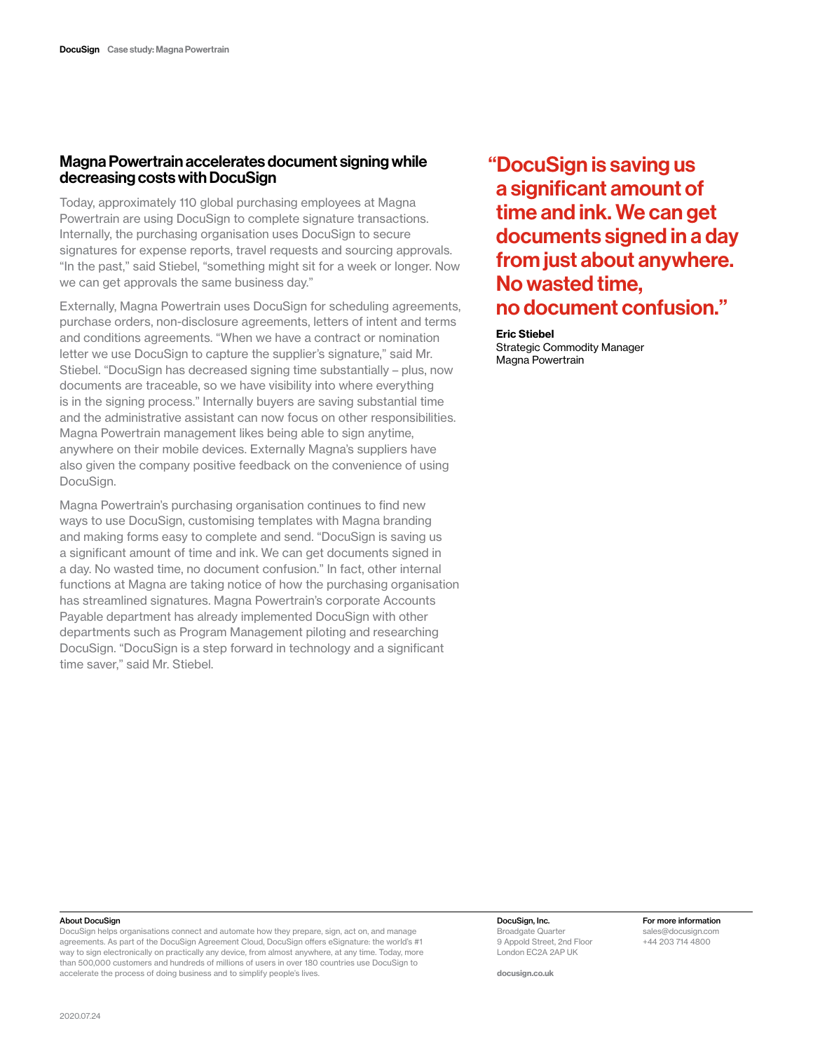## Magna Powertrain accelerates document signing while decreasing costs with DocuSign

Today, approximately 110 global purchasing employees at Magna Powertrain are using DocuSign to complete signature transactions. Internally, the purchasing organisation uses DocuSign to secure signatures for expense reports, travel requests and sourcing approvals. “In the past,” said Stiebel, “something might sit for a week or longer. Now we can get approvals the same business day.”

Externally, Magna Powertrain uses DocuSign for scheduling agreements, purchase orders, non-disclosure agreements, letters of intent and terms and conditions agreements. “When we have a contract or nomination letter we use DocuSign to capture the supplier’s signature,” said Mr. Stiebel. “DocuSign has decreased signing time substantially – plus, now documents are traceable, so we have visibility into where everything is in the signing process.” Internally buyers are saving substantial time and the administrative assistant can now focus on other responsibilities. Magna Powertrain management likes being able to sign anytime, anywhere on their mobile devices. Externally Magna’s suppliers have also given the company positive feedback on the convenience of using DocuSign.

Magna Powertrain’s purchasing organisation continues to find new ways to use DocuSign, customising templates with Magna branding and making forms easy to complete and send. “DocuSign is saving us a significant amount of time and ink. We can get documents signed in a day. No wasted time, no document confusion.” In fact, other internal functions at Magna are taking notice of how the purchasing organisation has streamlined signatures. Magna Powertrain’s corporate Accounts Payable department has already implemented DocuSign with other departments such as Program Management piloting and researching DocuSign. “DocuSign is a step forward in technology and a significant time saver,” said Mr. Stiebel.

> **“DocuSign is saving us a significant amount of time and ink. We can get documents signed in a day from just about anywhere. No wasted time, no document confusion.”**
>
> **Eric Stiebel**
> Strategic Commodity Manager
> Magna Powertrain

**About DocuSign**

DocuSign helps organisations connect and automate how they prepare, sign, act on, and manage agreements. As part of the DocuSign Agreement Cloud, DocuSign offers eSignature: the world’s #1 way to sign electronically on practically any device, from almost anywhere, at any time. Today, more than 500,000 customers and hundreds of millions of users in over 180 countries use DocuSign to accelerate the process of doing business and to simplify people’s lives.

**DocuSign, Inc.**
Broadgate Quarter
9 Appold Street, 2nd Floor
London EC2A 2AP UK

**docusign.co.uk**

**For more information**
sales@docusign.com
+44 203 714 4800

2020.07.24